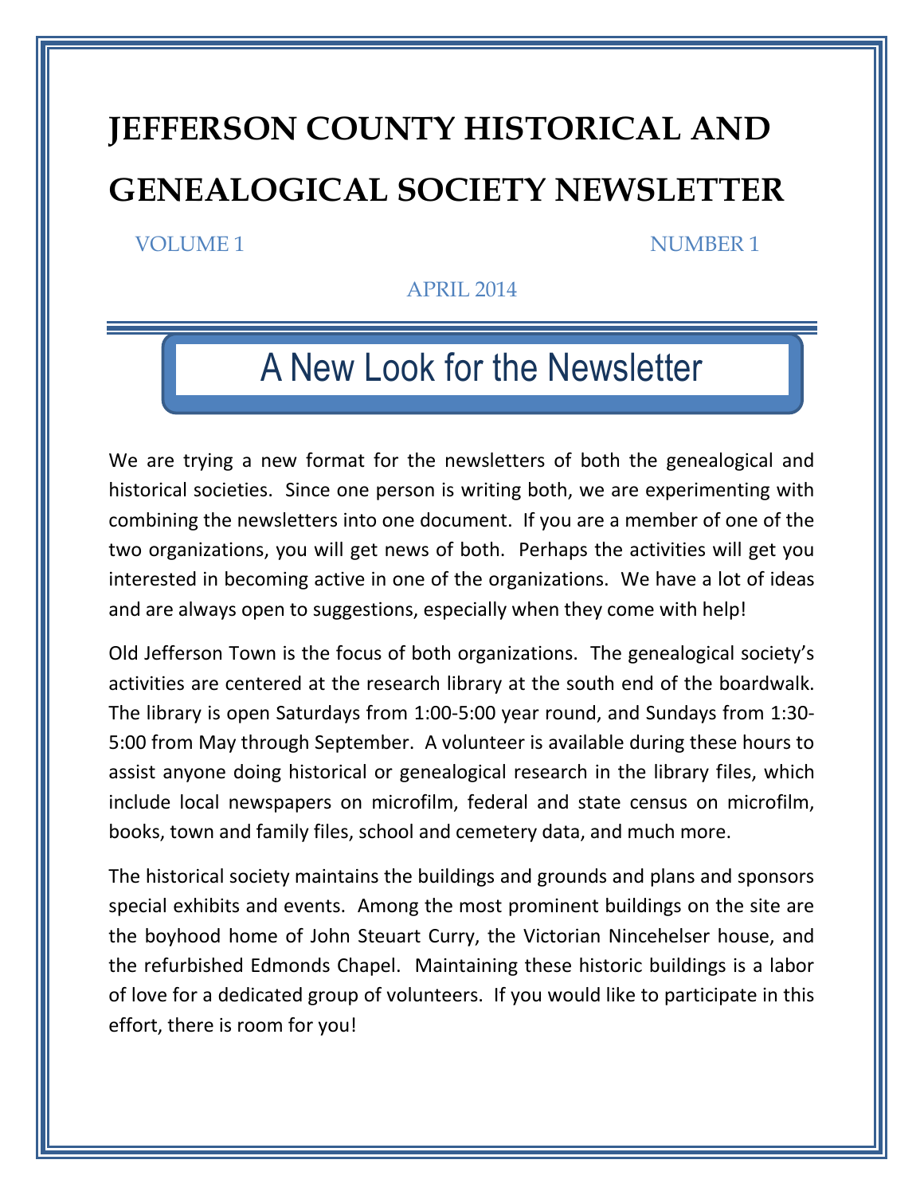# JEFFERSON COUNTY HISTORICAL AND GENEALOGICAL SOCIETY NEWSLETTER

VOLUME 1 NUMBER 1

APRIL 2014

## A New Look for the Newsletter

We are trying a new format for the newsletters of both the genealogical and historical societies. Since one person is writing both, we are experimenting with combining the newsletters into one document. If you are a member of one of the two organizations, you will get news of both. Perhaps the activities will get you interested in becoming active in one of the organizations. We have a lot of ideas and are always open to suggestions, especially when they come with help!

Old Jefferson Town is the focus of both organizations. The genealogical society's activities are centered at the research library at the south end of the boardwalk. The library is open Saturdays from 1:00-5:00 year round, and Sundays from 1:30-5:00 from May through September. A volunteer is available during these hours to assist anyone doing historical or genealogical research in the library files, which include local newspapers on microfilm, federal and state census on microfilm, books, town and family files, school and cemetery data, and much more.

The historical society maintains the buildings and grounds and plans and sponsors special exhibits and events. Among the most prominent buildings on the site are the boyhood home of John Steuart Curry, the Victorian Nincehelser house, and the refurbished Edmonds Chapel. Maintaining these historic buildings is a labor of love for a dedicated group of volunteers. If you would like to participate in this effort, there is room for you!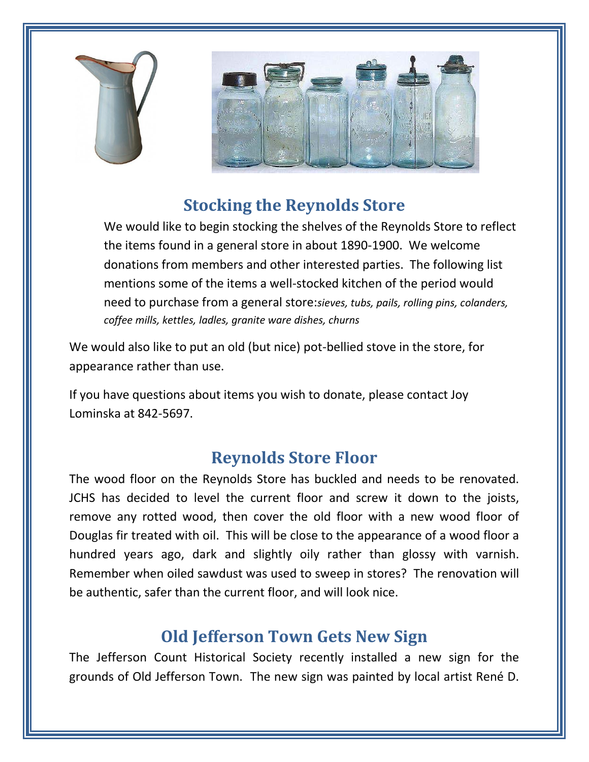## Stocking the Reynolds Store

We would like to begin stocking the shelves of the Reynolds Store to reflect the items found in a general store in about 1890-1900. We welcome donations from members and other interested parties. The following list mentions some of the items a well-stocked kitchen of the period would need to purchase from a general store:*sieves, tubs, pails, rolling pins, colanders, coffee mills, kettles, ladles, granite ware dishes, churns*

We would also like to put an old (but nice) pot-bellied stove in the store, for appearance rather than use.

If you have questions about items you wish to donate, please contact Joy Lominska at 842-5697.

## Reynolds Store Floor

The wood floor on the Reynolds Store has buckled and needs to be renovated. JCHS has decided to level the current floor and screw it down to the joists, remove any rotted wood, then cover the old floor with a new wood floor of Douglas fir treated with oil. This will be close to the appearance of a wood floor a hundred years ago, dark and slightly oily rather than glossy with varnish. Remember when oiled sawdust was used to sweep in stores? The renovation will be authentic, safer than the current floor, and will look nice.

## Old Jefferson Town Gets New Sign

The Jefferson Count Historical Society recently installed a new sign for the grounds of Old Jefferson Town. The new sign was painted by local artist René D.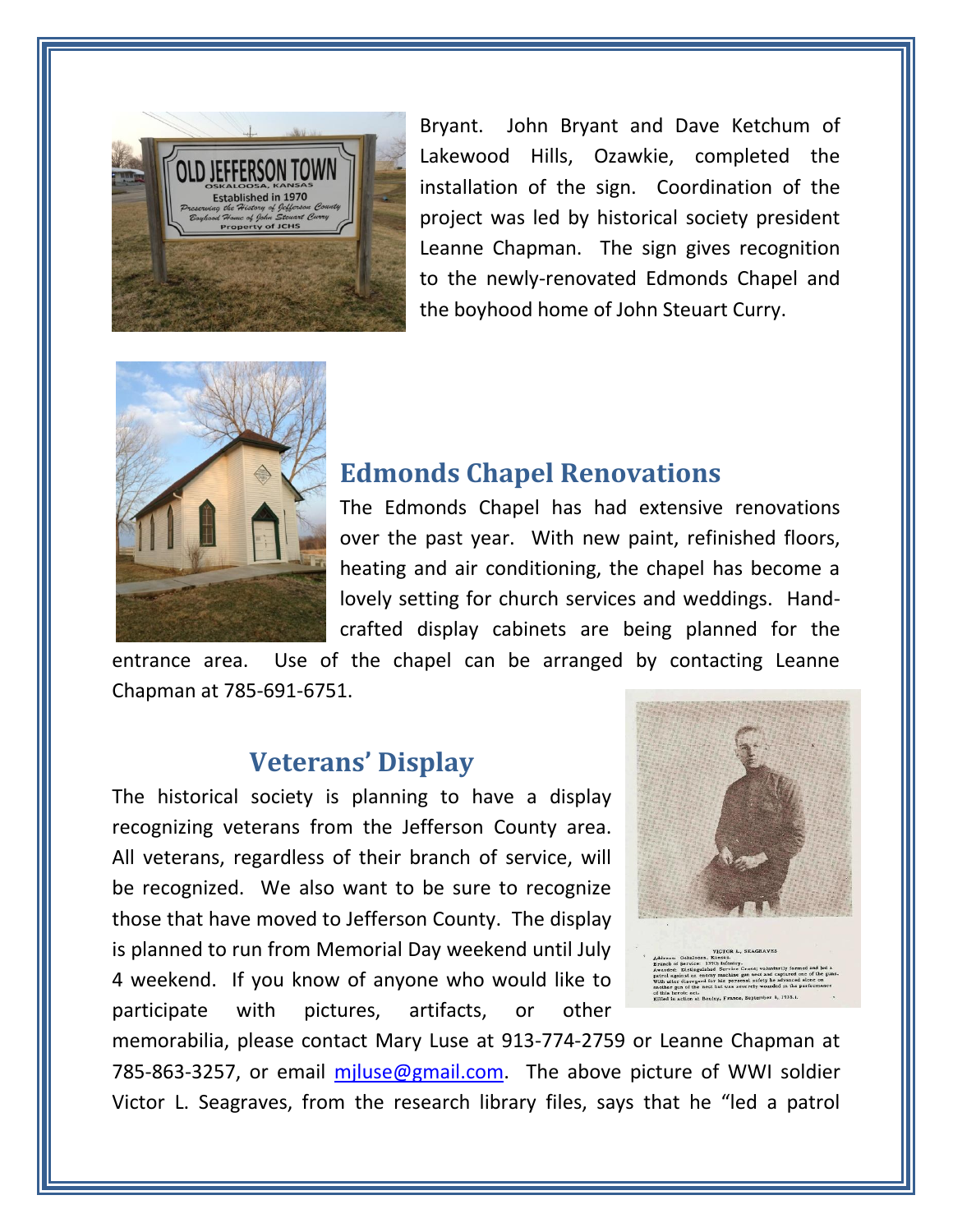Bryant. John Bryant and Dave Ketchum of Lakewood Hills, Ozawkie, completed the installation of the sign. Coordination of the project was led by historical society president Leanne Chapman. The sign gives recognition to the newly-renovated Edmonds Chapel and the boyhood home of John Steuart Curry.

## Edmonds Chapel Renovations

The Edmonds Chapel has had extensive renovations over the past year. With new paint, refinished floors, heating and air conditioning, the chapel has become a lovely setting for church services and weddings. Hand-crafted display cabinets are being planned for the entrance area. Use of the chapel can be arranged by contacting Leanne Chapman at 785-691-6751.

## Veterans' Display

The historical society is planning to have a display recognizing veterans from the Jefferson County area. All veterans, regardless of their branch of service, will be recognized. We also want to be sure to recognize those that have moved to Jefferson County. The display is planned to run from Memorial Day weekend until July 4 weekend. If you know of anyone who would like to participate with pictures, artifacts, or other memorabilia, please contact Mary Luse at 913-774-2759 or Leanne Chapman at 785-863-3257, or email mjluse@gmail.com. The above picture of WWI soldier Victor L. Seagraves, from the research library files, says that he "led a patrol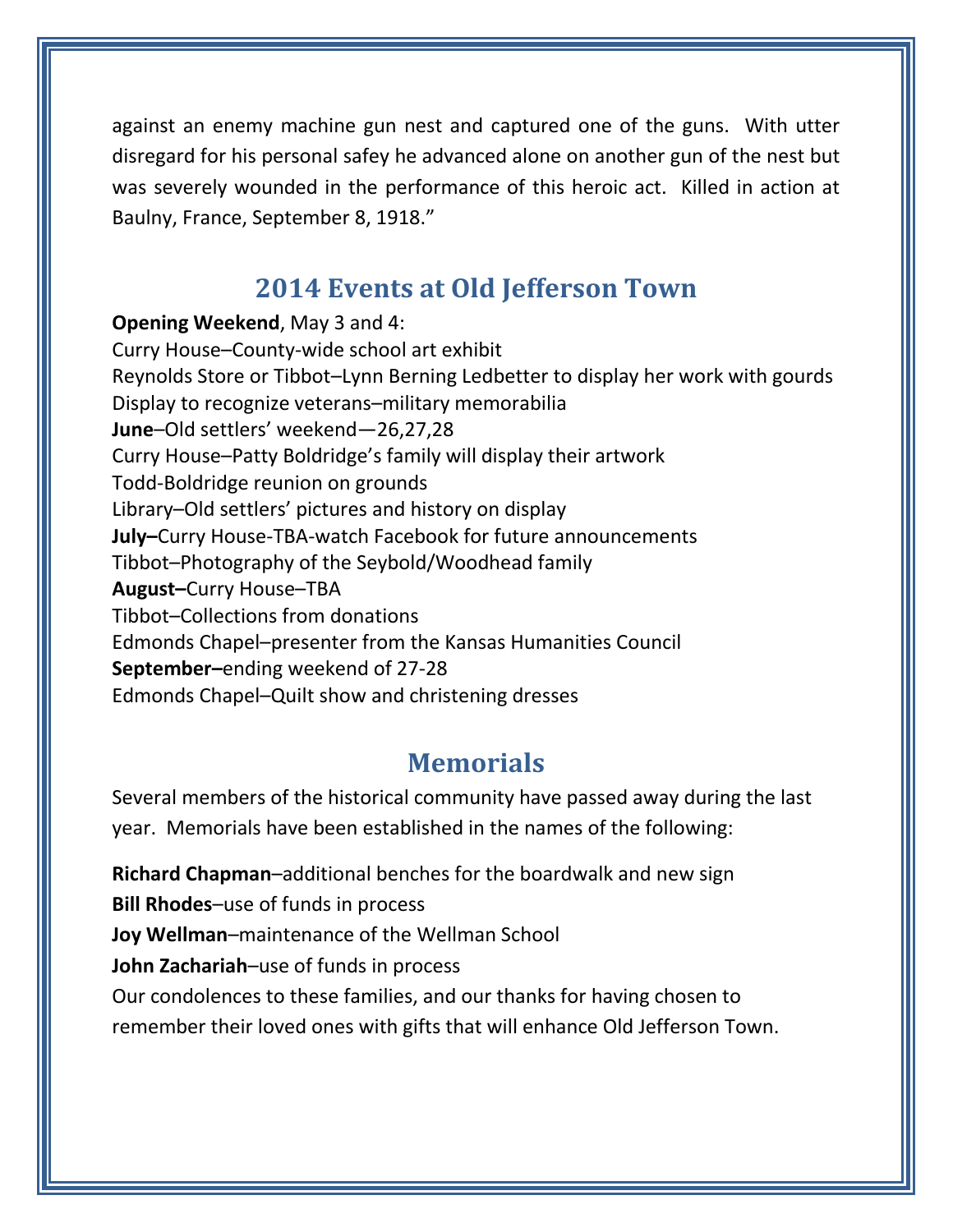against an enemy machine gun nest and captured one of the guns. With utter disregard for his personal safey he advanced alone on another gun of the nest but was severely wounded in the performance of this heroic act. Killed in action at Baulny, France, September 8, 1918."

## 2014 Events at Old Jefferson Town

**Opening Weekend**, May 3 and 4:
Curry House–County-wide school art exhibit
Reynolds Store or Tibbot–Lynn Berning Ledbetter to display her work with gourds
Display to recognize veterans–military memorabilia
**June**–Old settlers' weekend—26,27,28
Curry House–Patty Boldridge's family will display their artwork
Todd-Boldridge reunion on grounds
Library–Old settlers' pictures and history on display
**July–**Curry House-TBA-watch Facebook for future announcements
Tibbot–Photography of the Seybold/Woodhead family
**August–**Curry House–TBA
Tibbot–Collections from donations
Edmonds Chapel–presenter from the Kansas Humanities Council
**September–**ending weekend of 27-28
Edmonds Chapel–Quilt show and christening dresses

## Memorials

Several members of the historical community have passed away during the last year. Memorials have been established in the names of the following:

**Richard Chapman**–additional benches for the boardwalk and new sign
**Bill Rhodes**–use of funds in process
**Joy Wellman**–maintenance of the Wellman School
**John Zachariah**–use of funds in process
Our condolences to these families, and our thanks for having chosen to remember their loved ones with gifts that will enhance Old Jefferson Town.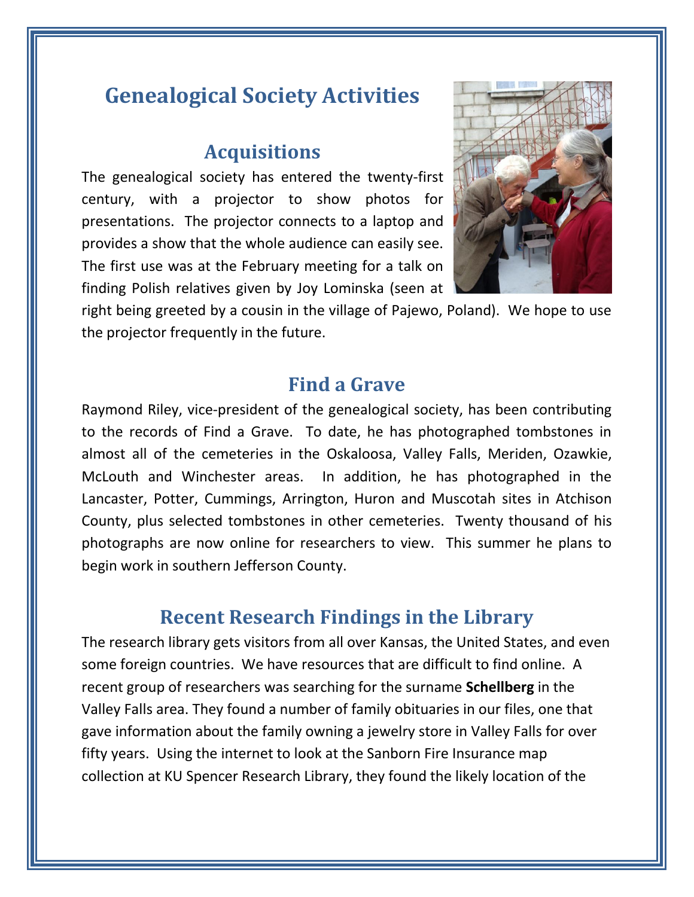# Genealogical Society Activities

## Acquisitions

The genealogical society has entered the twenty-first century, with a projector to show photos for presentations. The projector connects to a laptop and provides a show that the whole audience can easily see. The first use was at the February meeting for a talk on finding Polish relatives given by Joy Lominska (seen at right being greeted by a cousin in the village of Pajewo, Poland). We hope to use the projector frequently in the future.

## Find a Grave

Raymond Riley, vice-president of the genealogical society, has been contributing to the records of Find a Grave. To date, he has photographed tombstones in almost all of the cemeteries in the Oskaloosa, Valley Falls, Meriden, Ozawkie, McLouth and Winchester areas. In addition, he has photographed in the Lancaster, Potter, Cummings, Arrington, Huron and Muscotah sites in Atchison County, plus selected tombstones in other cemeteries. Twenty thousand of his photographs are now online for researchers to view. This summer he plans to begin work in southern Jefferson County.

## Recent Research Findings in the Library

The research library gets visitors from all over Kansas, the United States, and even some foreign countries. We have resources that are difficult to find online. A recent group of researchers was searching for the surname **Schellberg** in the Valley Falls area. They found a number of family obituaries in our files, one that gave information about the family owning a jewelry store in Valley Falls for over fifty years. Using the internet to look at the Sanborn Fire Insurance map collection at KU Spencer Research Library, they found the likely location of the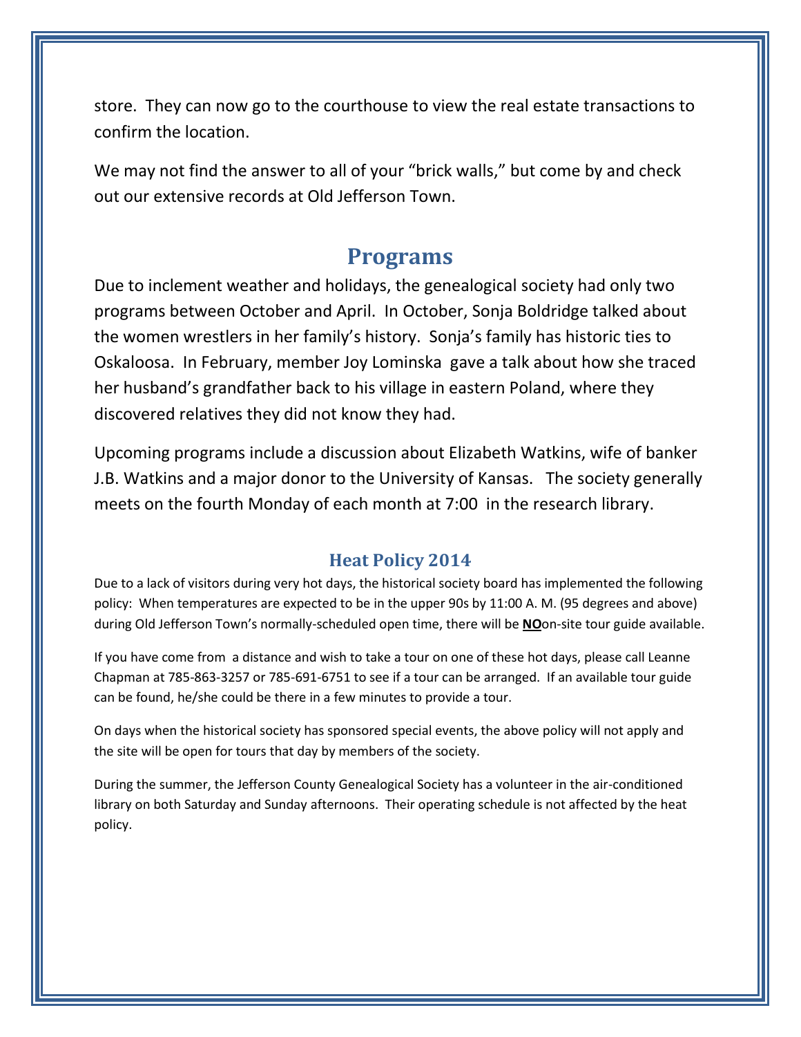store. They can now go to the courthouse to view the real estate transactions to confirm the location.

We may not find the answer to all of your "brick walls," but come by and check out our extensive records at Old Jefferson Town.

## Programs

Due to inclement weather and holidays, the genealogical society had only two programs between October and April. In October, Sonja Boldridge talked about the women wrestlers in her family's history. Sonja's family has historic ties to Oskaloosa. In February, member Joy Lominska gave a talk about how she traced her husband's grandfather back to his village in eastern Poland, where they discovered relatives they did not know they had.

Upcoming programs include a discussion about Elizabeth Watkins, wife of banker J.B. Watkins and a major donor to the University of Kansas. The society generally meets on the fourth Monday of each month at 7:00 in the research library.

### Heat Policy 2014

Due to a lack of visitors during very hot days, the historical society board has implemented the following policy: When temperatures are expected to be in the upper 90s by 11:00 A. M. (95 degrees and above) during Old Jefferson Town's normally-scheduled open time, there will be **NO**on-site tour guide available.

If you have come from a distance and wish to take a tour on one of these hot days, please call Leanne Chapman at 785-863-3257 or 785-691-6751 to see if a tour can be arranged. If an available tour guide can be found, he/she could be there in a few minutes to provide a tour.

On days when the historical society has sponsored special events, the above policy will not apply and the site will be open for tours that day by members of the society.

During the summer, the Jefferson County Genealogical Society has a volunteer in the air-conditioned library on both Saturday and Sunday afternoons. Their operating schedule is not affected by the heat policy.